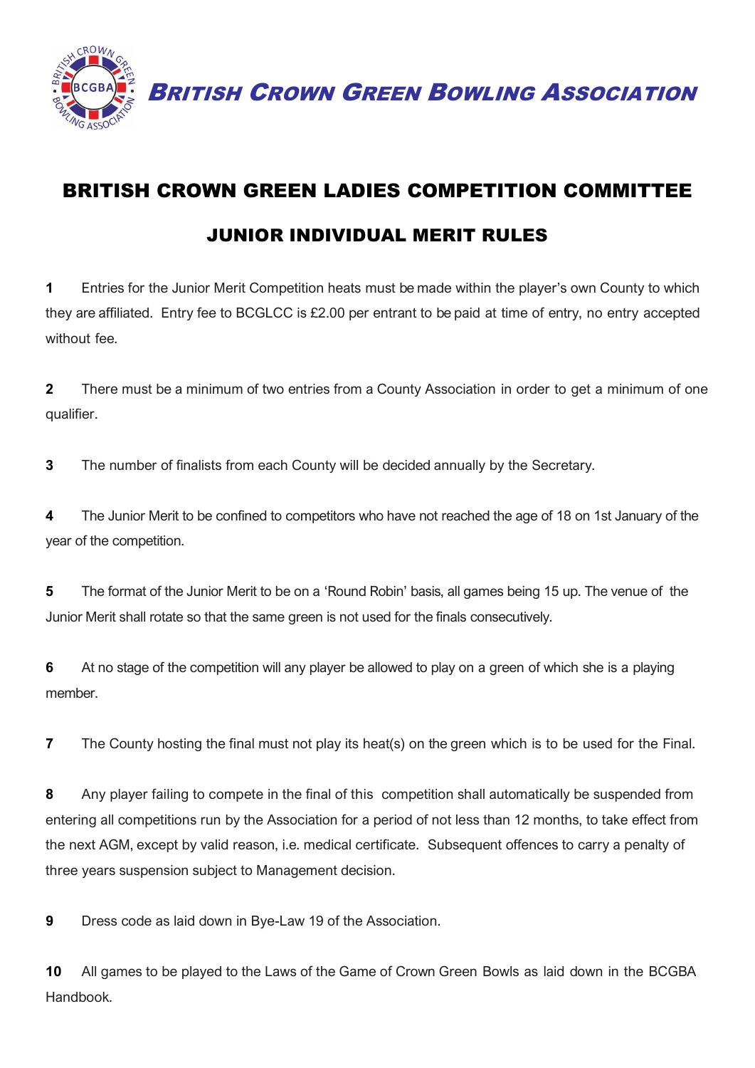**BRITISH CROWN GREEN BOWLING ASSOCIATION**

# BRITISH CROWN GREEN LADIES COMPETITION COMMITTEE

## JUNIOR INDIVIDUAL MERIT RULES

**1** Entries for the Junior Merit Competition heats must be made within the player's own County to which they are affiliated. Entry fee to BCGLCC is £2.00 per entrant to be paid at time of entry, no entry accepted without fee.

**2** There must be a minimum of two entries from a County Association in order to get a minimum of one qualifier.

**3** The number of finalists from each County will be decided annually by the Secretary.

**4** The Junior Merit to be confined to competitors who have not reached the age of 18 on 1st January of the year of the competition.

**5** The format of the Junior Merit to be on a 'Round Robin' basis, all games being 15 up. The venue of the Junior Merit shall rotate so that the same green is not used for the finals consecutively.

**6** At no stage of the competition will any player be allowed to play on a green of which she is a playing member.

**7** The County hosting the final must not play its heat(s) on the green which is to be used for the Final.

**8** Any player failing to compete in the final of this competition shall automatically be suspended from entering all competitions run by the Association for a period of not less than 12 months, to take effect from the next AGM, except by valid reason, i.e. medical certificate. Subsequent offences to carry a penalty of three years suspension subject to Management decision.

**9** Dress code as laid down in Bye-Law 19 of the Association.

**10** All games to be played to the Laws of the Game of Crown Green Bowls as laid down in the BCGBA Handbook.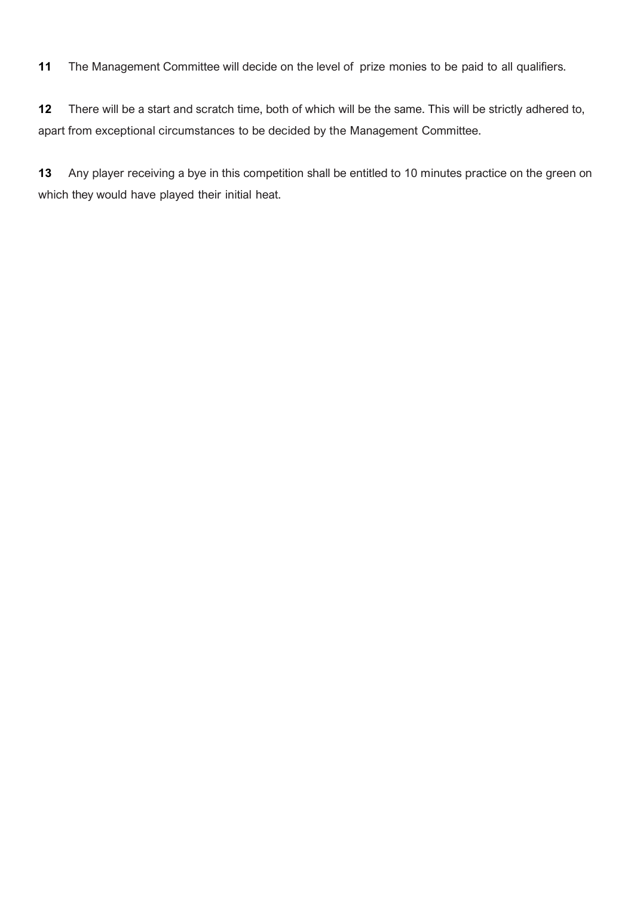**11** The Management Committee will decide on the level of prize monies to be paid to all qualifiers.

**12** There will be a start and scratch time, both of which will be the same. This will be strictly adhered to, apart from exceptional circumstances to be decided by the Management Committee.

**13** Any player receiving a bye in this competition shall be entitled to 10 minutes practice on the green on which they would have played their initial heat.